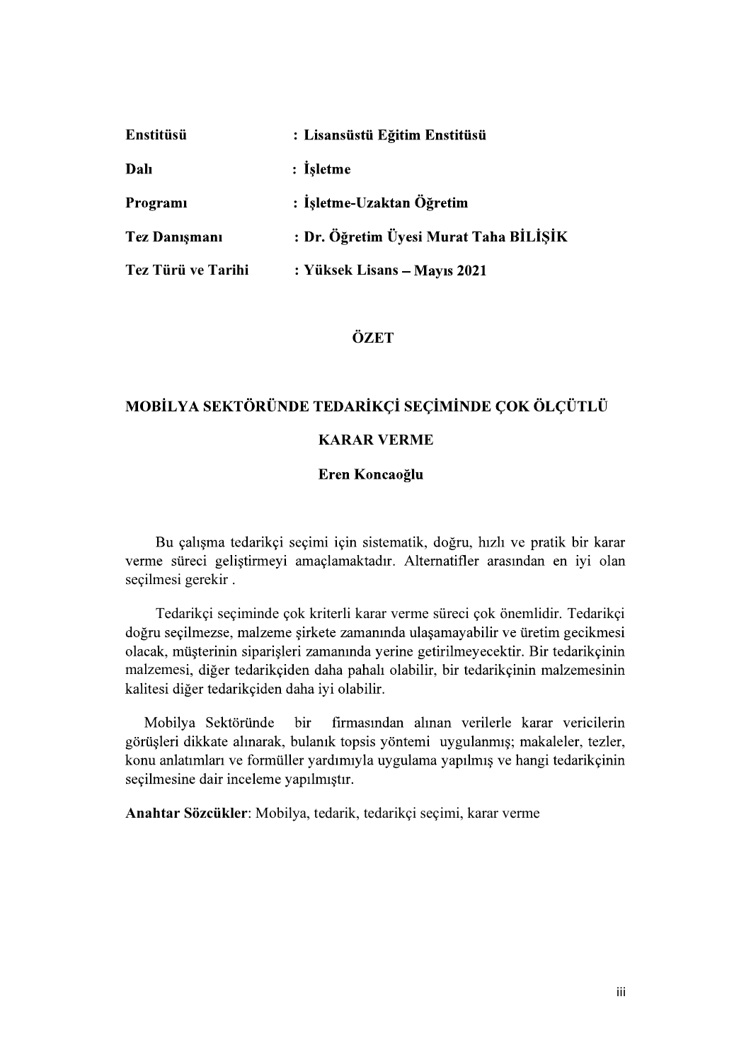| | |
|---|---|
| **Enstitüsü** | **: Lisansüstü Eğitim Enstitüsü** |
| **Dalı** | **: İşletme** |
| **Programı** | **: İşletme-Uzaktan Öğretim** |
| **Tez Danışmanı** | **: Dr. Öğretim Üyesi Murat Taha BİLİŞİK** |
| **Tez Türü ve Tarihi** | **: Yüksek Lisans – Mayıs 2021** |

# ÖZET

## MOBİLYA SEKTÖRÜNDE TEDARİKÇİ SEÇİMİNDE ÇOK ÖLÇÜTLÜ KARAR VERME

**Eren Koncaoğlu**

Bu çalışma tedarikçi seçimi için sistematik, doğru, hızlı ve pratik bir karar verme süreci geliştirmeyi amaçlamaktadır. Alternatifler arasından en iyi olan seçilmesi gerekir .

Tedarikçi seçiminde çok kriterli karar verme süreci çok önemlidir. Tedarikçi doğru seçilmezse, malzeme şirkete zamanında ulaşamayabilir ve üretim gecikmesi olacak, müşterinin siparişleri zamanında yerine getirilmeyecektir. Bir tedarikçinin malzemesi, diğer tedarikçiden daha pahalı olabilir, bir tedarikçinin malzemesinin kalitesi diğer tedarikçiden daha iyi olabilir.

Mobilya Sektöründe bir firmasından alınan verilerle karar vericilerin görüşleri dikkate alınarak, bulanık topsis yöntemi uygulanmış; makaleler, tezler, konu anlatımları ve formüller yardımıyla uygulama yapılmış ve hangi tedarikçinin seçilmesine dair inceleme yapılmıştır.

**Anahtar Sözcükler**: Mobilya, tedarik, tedarikçi seçimi, karar verme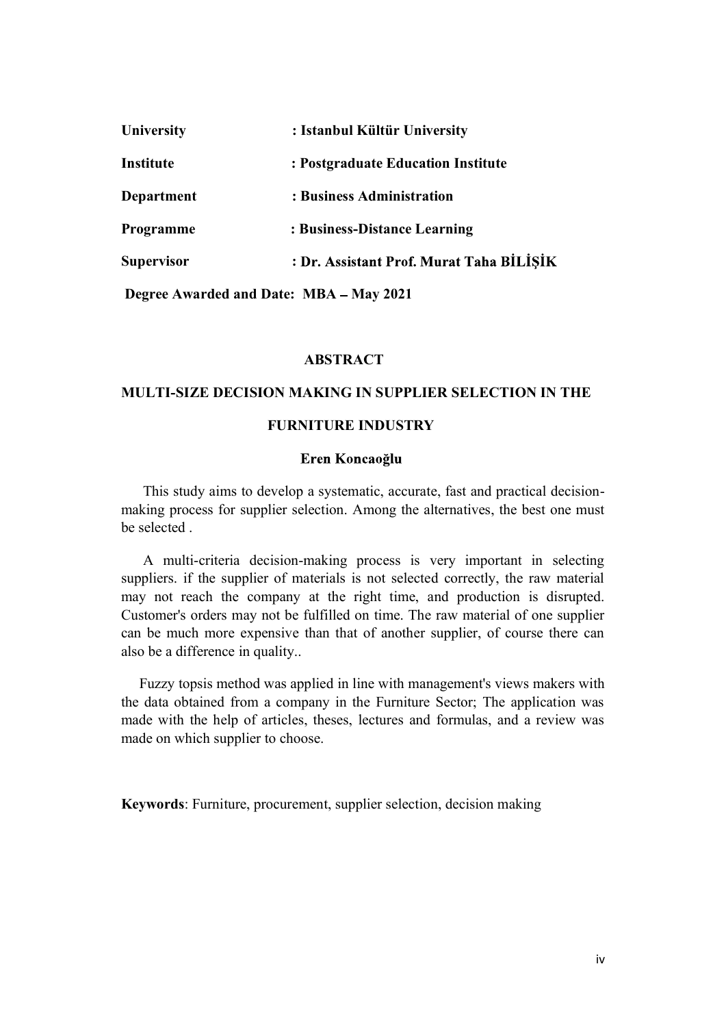| | |
|---|---|
| **University** | **: Istanbul Kültür University** |
| **Institute** | **: Postgraduate Education Institute** |
| **Department** | **: Business Administration** |
| **Programme** | **: Business-Distance Learning** |
| **Supervisor** | **: Dr. Assistant Prof. Murat Taha BİLİŞİK** |

**Degree Awarded and Date: MBA – May 2021**

## ABSTRACT

## MULTI-SIZE DECISION MAKING IN SUPPLIER SELECTION IN THE FURNITURE INDUSTRY

**Eren Koncaoğlu**

This study aims to develop a systematic, accurate, fast and practical decision-making process for supplier selection. Among the alternatives, the best one must be selected .

A multi-criteria decision-making process is very important in selecting suppliers. if the supplier of materials is not selected correctly, the raw material may not reach the company at the right time, and production is disrupted. Customer's orders may not be fulfilled on time. The raw material of one supplier can be much more expensive than that of another supplier, of course there can also be a difference in quality..

Fuzzy topsis method was applied in line with management's views makers with the data obtained from a company in the Furniture Sector; The application was made with the help of articles, theses, lectures and formulas, and a review was made on which supplier to choose.

**Keywords**: Furniture, procurement, supplier selection, decision making